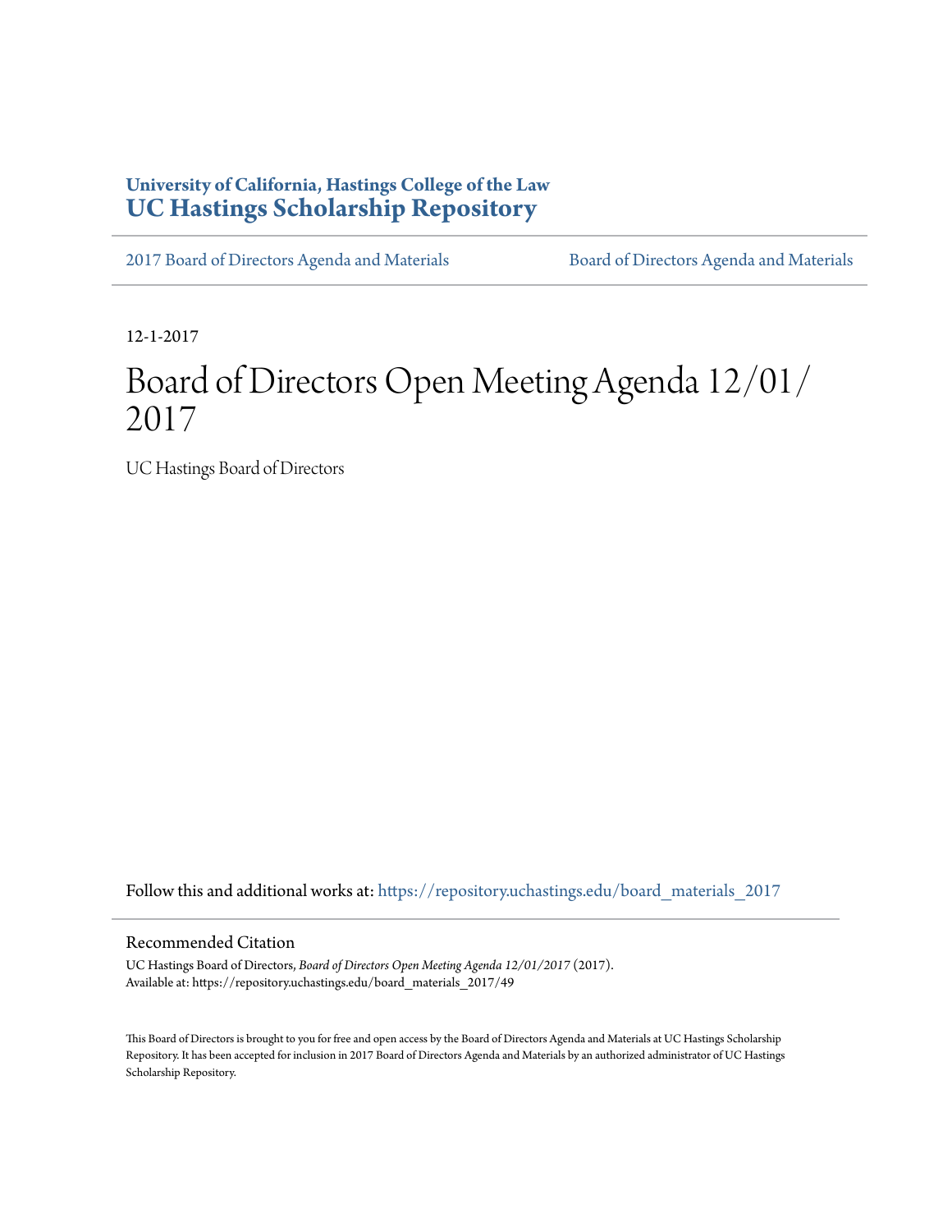**University of California, Hastings College of the Law**
**UC Hastings Scholarship Repository**

2017 Board of Directors Agenda and Materials | Board of Directors Agenda and Materials

12-1-2017

# Board of Directors Open Meeting Agenda 12/01/2017

UC Hastings Board of Directors

Follow this and additional works at: https://repository.uchastings.edu/board_materials_2017

## Recommended Citation

UC Hastings Board of Directors, *Board of Directors Open Meeting Agenda 12/01/2017* (2017).
Available at: https://repository.uchastings.edu/board_materials_2017/49

This Board of Directors is brought to you for free and open access by the Board of Directors Agenda and Materials at UC Hastings Scholarship Repository. It has been accepted for inclusion in 2017 Board of Directors Agenda and Materials by an authorized administrator of UC Hastings Scholarship Repository.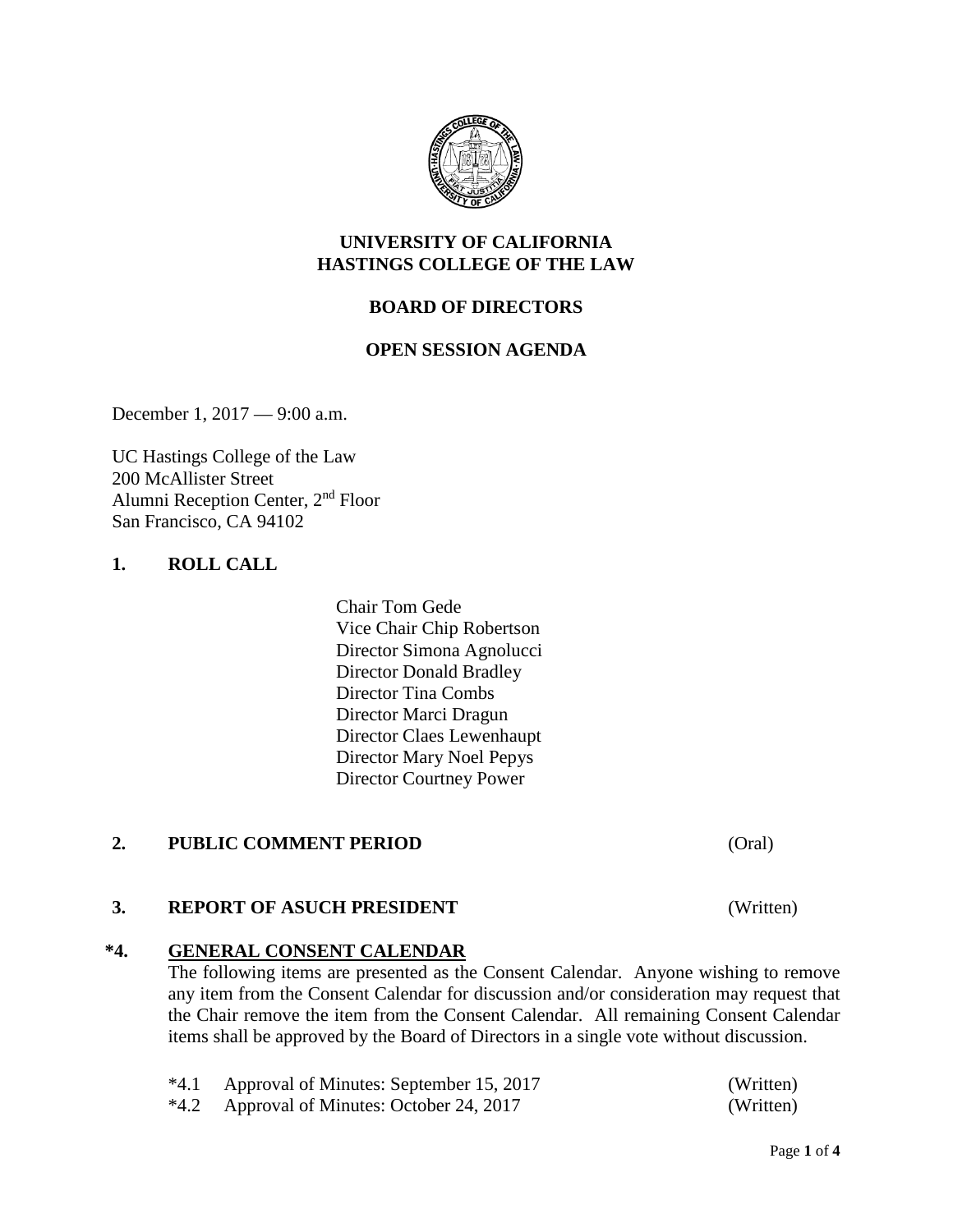**UNIVERSITY OF CALIFORNIA**
**HASTINGS COLLEGE OF THE LAW**

**BOARD OF DIRECTORS**

**OPEN SESSION AGENDA**

December 1, 2017 — 9:00 a.m.

UC Hastings College of the Law
200 McAllister Street
Alumni Reception Center, 2nd Floor
San Francisco, CA 94102

## 1. ROLL CALL

Chair Tom Gede
Vice Chair Chip Robertson
Director Simona Agnolucci
Director Donald Bradley
Director Tina Combs
Director Marci Dragun
Director Claes Lewenhaupt
Director Mary Noel Pepys
Director Courtney Power

## 2. PUBLIC COMMENT PERIOD (Oral)

## 3. REPORT OF ASUCH PRESIDENT (Written)

## *4. GENERAL CONSENT CALENDAR

The following items are presented as the Consent Calendar. Anyone wishing to remove any item from the Consent Calendar for discussion and/or consideration may request that the Chair remove the item from the Consent Calendar. All remaining Consent Calendar items shall be approved by the Board of Directors in a single vote without discussion.

*4.1 Approval of Minutes: September 15, 2017 (Written)
*4.2 Approval of Minutes: October 24, 2017 (Written)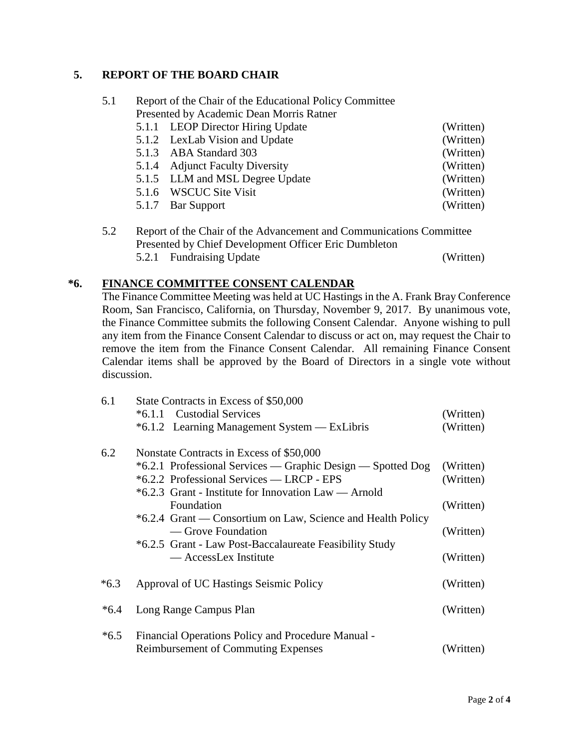## 5. REPORT OF THE BOARD CHAIR

5.1 Report of the Chair of the Educational Policy Committee
Presented by Academic Dean Morris Ratner

- 5.1.1 LEOP Director Hiring Update (Written)
- 5.1.2 LexLab Vision and Update (Written)
- 5.1.3 ABA Standard 303 (Written)
- 5.1.4 Adjunct Faculty Diversity (Written)
- 5.1.5 LLM and MSL Degree Update (Written)
- 5.1.6 WSCUC Site Visit (Written)
- 5.1.7 Bar Support (Written)

5.2 Report of the Chair of the Advancement and Communications Committee
Presented by Chief Development Officer Eric Dumbleton

- 5.2.1 Fundraising Update (Written)

## *6. FINANCE COMMITTEE CONSENT CALENDAR

The Finance Committee Meeting was held at UC Hastings in the A. Frank Bray Conference Room, San Francisco, California, on Thursday, November 9, 2017. By unanimous vote, the Finance Committee submits the following Consent Calendar. Anyone wishing to pull any item from the Finance Consent Calendar to discuss or act on, may request the Chair to remove the item from the Finance Consent Calendar. All remaining Finance Consent Calendar items shall be approved by the Board of Directors in a single vote without discussion.

6.1 State Contracts in Excess of $50,000

- *6.1.1 Custodial Services (Written)
- *6.1.2 Learning Management System — ExLibris (Written)

6.2 Nonstate Contracts in Excess of $50,000

- *6.2.1 Professional Services — Graphic Design — Spotted Dog (Written)
- *6.2.2 Professional Services — LRCP - EPS (Written)
- *6.2.3 Grant - Institute for Innovation Law — Arnold Foundation (Written)
- *6.2.4 Grant — Consortium on Law, Science and Health Policy — Grove Foundation (Written)
- *6.2.5 Grant - Law Post-Baccalaureate Feasibility Study — AccessLex Institute (Written)

*6.3 Approval of UC Hastings Seismic Policy (Written)

*6.4 Long Range Campus Plan (Written)

*6.5 Financial Operations Policy and Procedure Manual - Reimbursement of Commuting Expenses (Written)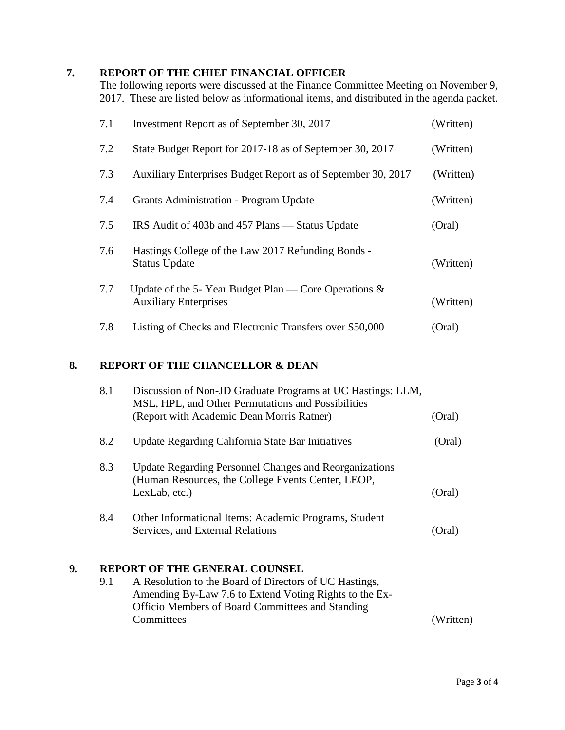## 7. REPORT OF THE CHIEF FINANCIAL OFFICER

The following reports were discussed at the Finance Committee Meeting on November 9, 2017. These are listed below as informational items, and distributed in the agenda packet.

| | | |
|---|---|---|
| 7.1 | Investment Report as of September 30, 2017 | (Written) |
| 7.2 | State Budget Report for 2017-18 as of September 30, 2017 | (Written) |
| 7.3 | Auxiliary Enterprises Budget Report as of September 30, 2017 | (Written) |
| 7.4 | Grants Administration - Program Update | (Written) |
| 7.5 | IRS Audit of 403b and 457 Plans — Status Update | (Oral) |
| 7.6 | Hastings College of the Law 2017 Refunding Bonds - Status Update | (Written) |
| 7.7 | Update of the 5- Year Budget Plan — Core Operations & Auxiliary Enterprises | (Written) |
| 7.8 | Listing of Checks and Electronic Transfers over $50,000 | (Oral) |

## 8. REPORT OF THE CHANCELLOR & DEAN

| | | |
|---|---|---|
| 8.1 | Discussion of Non-JD Graduate Programs at UC Hastings: LLM, MSL, HPL, and Other Permutations and Possibilities (Report with Academic Dean Morris Ratner) | (Oral) |
| 8.2 | Update Regarding California State Bar Initiatives | (Oral) |
| 8.3 | Update Regarding Personnel Changes and Reorganizations (Human Resources, the College Events Center, LEOP, LexLab, etc.) | (Oral) |
| 8.4 | Other Informational Items: Academic Programs, Student Services, and External Relations | (Oral) |

## 9. REPORT OF THE GENERAL COUNSEL

| | | |
|---|---|---|
| 9.1 | A Resolution to the Board of Directors of UC Hastings, Amending By-Law 7.6 to Extend Voting Rights to the Ex-Officio Members of Board Committees and Standing Committees | (Written) |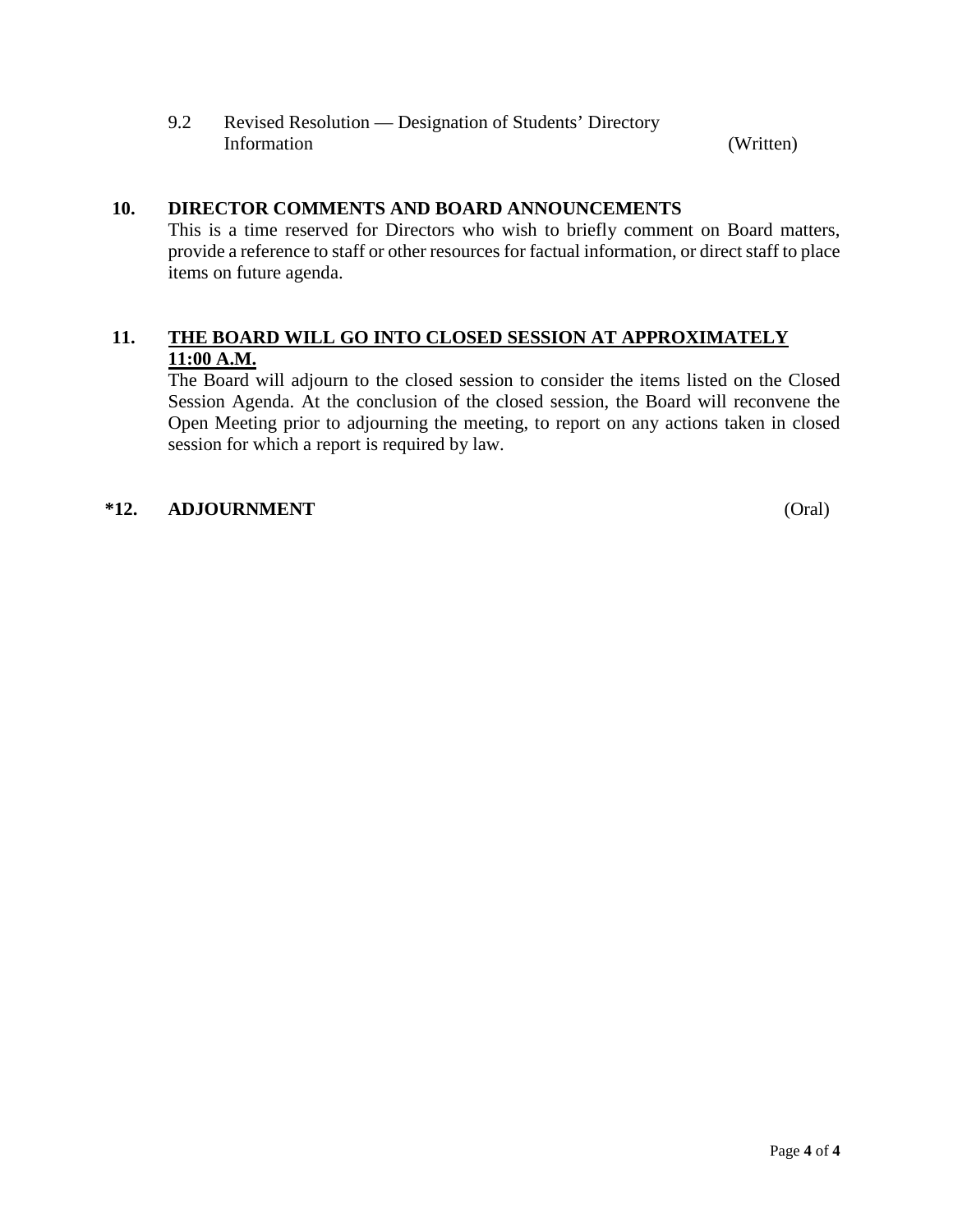9.2 Revised Resolution — Designation of Students' Directory Information (Written)

**10. DIRECTOR COMMENTS AND BOARD ANNOUNCEMENTS**

This is a time reserved for Directors who wish to briefly comment on Board matters, provide a reference to staff or other resources for factual information, or direct staff to place items on future agenda.

**11. <u>THE BOARD WILL GO INTO CLOSED SESSION AT APPROXIMATELY 11:00 A.M.</u>**

The Board will adjourn to the closed session to consider the items listed on the Closed Session Agenda. At the conclusion of the closed session, the Board will reconvene the Open Meeting prior to adjourning the meeting, to report on any actions taken in closed session for which a report is required by law.

**\*12. ADJOURNMENT** (Oral)